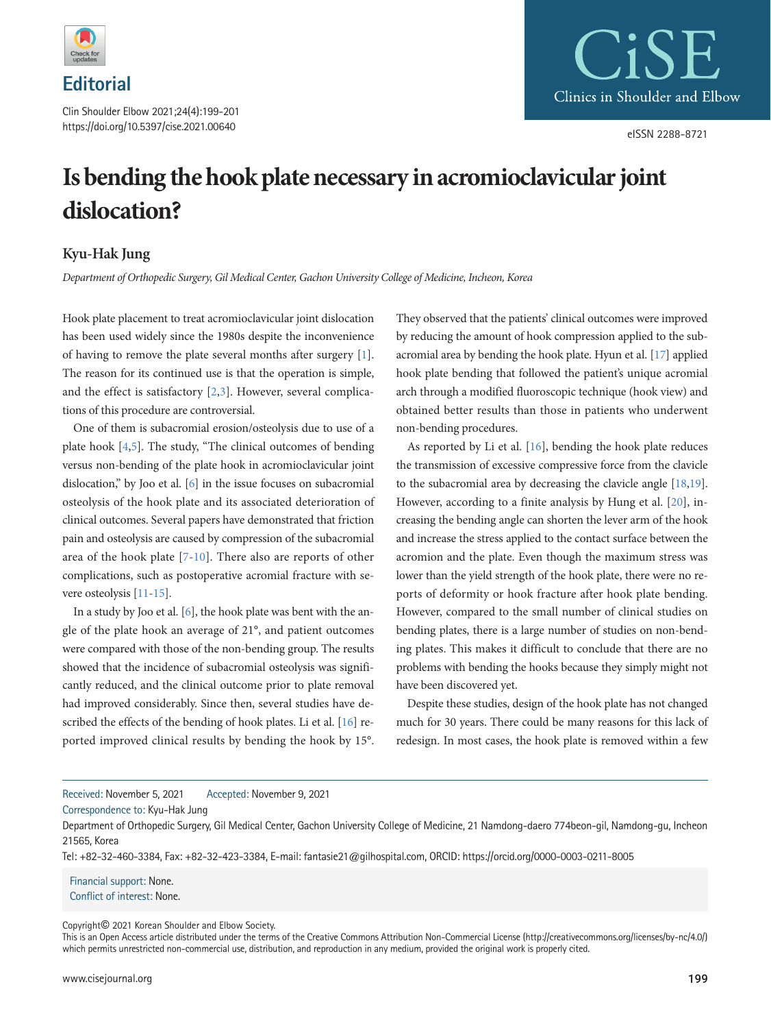## Editorial

# Is bending the hook plate necessary in acromioclavicular joint dislocation?

**Kyu-Hak Jung**

*Department of Orthopedic Surgery, Gil Medical Center, Gachon University College of Medicine, Incheon, Korea*

Hook plate placement to treat acromioclavicular joint dislocation has been used widely since the 1980s despite the inconvenience of having to remove the plate several months after surgery [1]. The reason for its continued use is that the operation is simple, and the effect is satisfactory [2,3]. However, several complications of this procedure are controversial.

One of them is subacromial erosion/osteolysis due to use of a plate hook [4,5]. The study, "The clinical outcomes of bending versus non-bending of the plate hook in acromioclavicular joint dislocation," by Joo et al. [6] in the issue focuses on subacromial osteolysis of the hook plate and its associated deterioration of clinical outcomes. Several papers have demonstrated that friction pain and osteolysis are caused by compression of the subacromial area of the hook plate [7-10]. There also are reports of other complications, such as postoperative acromial fracture with severe osteolysis [11-15].

In a study by Joo et al. [6], the hook plate was bent with the angle of the plate hook an average of 21°, and patient outcomes were compared with those of the non-bending group. The results showed that the incidence of subacromial osteolysis was significantly reduced, and the clinical outcome prior to plate removal had improved considerably. Since then, several studies have described the effects of the bending of hook plates. Li et al. [16] reported improved clinical results by bending the hook by 15°. They observed that the patients' clinical outcomes were improved by reducing the amount of hook compression applied to the subacromial area by bending the hook plate. Hyun et al. [17] applied hook plate bending that followed the patient's unique acromial arch through a modified fluoroscopic technique (hook view) and obtained better results than those in patients who underwent non-bending procedures.

As reported by Li et al. [16], bending the hook plate reduces the transmission of excessive compressive force from the clavicle to the subacromial area by decreasing the clavicle angle [18,19]. However, according to a finite analysis by Hung et al. [20], increasing the bending angle can shorten the lever arm of the hook and increase the stress applied to the contact surface between the acromion and the plate. Even though the maximum stress was lower than the yield strength of the hook plate, there were no reports of deformity or hook fracture after hook plate bending. However, compared to the small number of clinical studies on bending plates, there is a large number of studies on non-bending plates. This makes it difficult to conclude that there are no problems with bending the hooks because they simply might not have been discovered yet.

Despite these studies, design of the hook plate has not changed much for 30 years. There could be many reasons for this lack of redesign. In most cases, the hook plate is removed within a few

---

Received: November 5, 2021 Accepted: November 9, 2021

Correspondence to: Kyu-Hak Jung

Department of Orthopedic Surgery, Gil Medical Center, Gachon University College of Medicine, 21 Namdong-daero 774beon-gil, Namdong-gu, Incheon 21565, Korea

Tel: +82-32-460-3384, Fax: +82-32-423-3384, E-mail: fantasie21@gilhospital.com, ORCID: https://orcid.org/0000-0003-0211-8005

Financial support: None.
Conflict of interest: None.

Copyright© 2021 Korean Shoulder and Elbow Society.
This is an Open Access article distributed under the terms of the Creative Commons Attribution Non-Commercial License (http://creativecommons.org/licenses/by-nc/4.0/) which permits unrestricted non-commercial use, distribution, and reproduction in any medium, provided the original work is properly cited.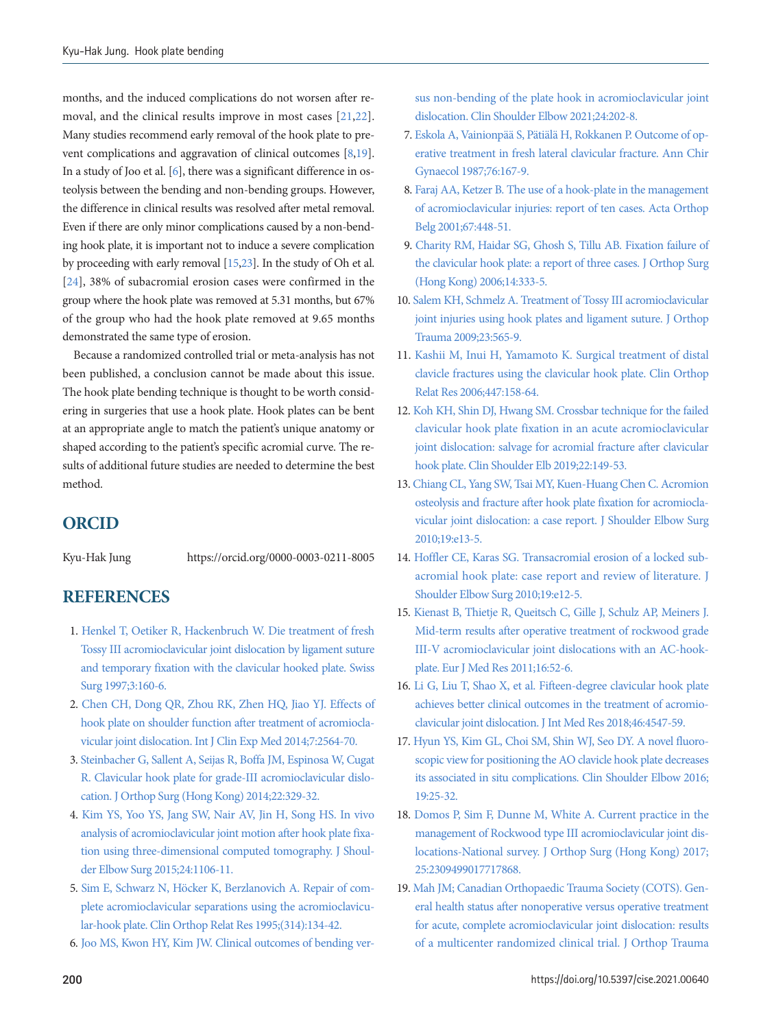months, and the induced complications do not worsen after removal, and the clinical results improve in most cases [21,22]. Many studies recommend early removal of the hook plate to prevent complications and aggravation of clinical outcomes [8,19]. In a study of Joo et al. [6], there was a significant difference in osteolysis between the bending and non-bending groups. However, the difference in clinical results was resolved after metal removal. Even if there are only minor complications caused by a non-bending hook plate, it is important not to induce a severe complication by proceeding with early removal [15,23]. In the study of Oh et al. [24], 38% of subacromial erosion cases were confirmed in the group where the hook plate was removed at 5.31 months, but 67% of the group who had the hook plate removed at 9.65 months demonstrated the same type of erosion.

Because a randomized controlled trial or meta-analysis has not been published, a conclusion cannot be made about this issue. The hook plate bending technique is thought to be worth considering in surgeries that use a hook plate. Hook plates can be bent at an appropriate angle to match the patient's unique anatomy or shaped according to the patient's specific acromial curve. The results of additional future studies are needed to determine the best method.

## ORCID

Kyu-Hak Jung https://orcid.org/0000-0003-0211-8005

## REFERENCES

1. Henkel T, Oetiker R, Hackenbruch W. Die treatment of fresh Tossy III acromioclavicular joint dislocation by ligament suture and temporary fixation with the clavicular hooked plate. Swiss Surg 1997;3:160-6.
2. Chen CH, Dong QR, Zhou RK, Zhen HQ, Jiao YJ. Effects of hook plate on shoulder function after treatment of acromioclavicular joint dislocation. Int J Clin Exp Med 2014;7:2564-70.
3. Steinbacher G, Sallent A, Seijas R, Boffa JM, Espinosa W, Cugat R. Clavicular hook plate for grade-III acromioclavicular dislocation. J Orthop Surg (Hong Kong) 2014;22:329-32.
4. Kim YS, Yoo YS, Jang SW, Nair AV, Jin H, Song HS. In vivo analysis of acromioclavicular joint motion after hook plate fixation using three-dimensional computed tomography. J Shoulder Elbow Surg 2015;24:1106-11.
5. Sim E, Schwarz N, Höcker K, Berzlanovich A. Repair of complete acromioclavicular separations using the acromioclavicular-hook plate. Clin Orthop Relat Res 1995;(314):134-42.
6. Joo MS, Kwon HY, Kim JW. Clinical outcomes of bending versus non-bending of the plate hook in acromioclavicular joint dislocation. Clin Shoulder Elbow 2021;24:202-8.
7. Eskola A, Vainionpää S, Pätiälä H, Rokkanen P. Outcome of operative treatment in fresh lateral clavicular fracture. Ann Chir Gynaecol 1987;76:167-9.
8. Faraj AA, Ketzer B. The use of a hook-plate in the management of acromioclavicular injuries: report of ten cases. Acta Orthop Belg 2001;67:448-51.
9. Charity RM, Haidar SG, Ghosh S, Tillu AB. Fixation failure of the clavicular hook plate: a report of three cases. J Orthop Surg (Hong Kong) 2006;14:333-5.
10. Salem KH, Schmelz A. Treatment of Tossy III acromioclavicular joint injuries using hook plates and ligament suture. J Orthop Trauma 2009;23:565-9.
11. Kashii M, Inui H, Yamamoto K. Surgical treatment of distal clavicle fractures using the clavicular hook plate. Clin Orthop Relat Res 2006;447:158-64.
12. Koh KH, Shin DJ, Hwang SM. Crossbar technique for the failed clavicular hook plate fixation in an acute acromioclavicular joint dislocation: salvage for acromial fracture after clavicular hook plate. Clin Shoulder Elb 2019;22:149-53.
13. Chiang CL, Yang SW, Tsai MY, Kuen-Huang Chen C. Acromion osteolysis and fracture after hook plate fixation for acromioclavicular joint dislocation: a case report. J Shoulder Elbow Surg 2010;19:e13-5.
14. Hoffler CE, Karas SG. Transacromial erosion of a locked subacromial hook plate: case report and review of literature. J Shoulder Elbow Surg 2010;19:e12-5.
15. Kienast B, Thietje R, Queitsch C, Gille J, Schulz AP, Meiners J. Mid-term results after operative treatment of rockwood grade III-V acromioclavicular joint dislocations with an AC-hook-plate. Eur J Med Res 2011;16:52-6.
16. Li G, Liu T, Shao X, et al. Fifteen-degree clavicular hook plate achieves better clinical outcomes in the treatment of acromioclavicular joint dislocation. J Int Med Res 2018;46:4547-59.
17. Hyun YS, Kim GL, Choi SM, Shin WJ, Seo DY. A novel fluoroscopic view for positioning the AO clavicle hook plate decreases its associated in situ complications. Clin Shoulder Elbow 2016;19:25-32.
18. Domos P, Sim F, Dunne M, White A. Current practice in the management of Rockwood type III acromioclavicular joint dislocations-National survey. J Orthop Surg (Hong Kong) 2017;25:2309499017717868.
19. Mah JM; Canadian Orthopaedic Trauma Society (COTS). General health status after nonoperative versus operative treatment for acute, complete acromioclavicular joint dislocation: results of a multicenter randomized clinical trial. J Orthop Trauma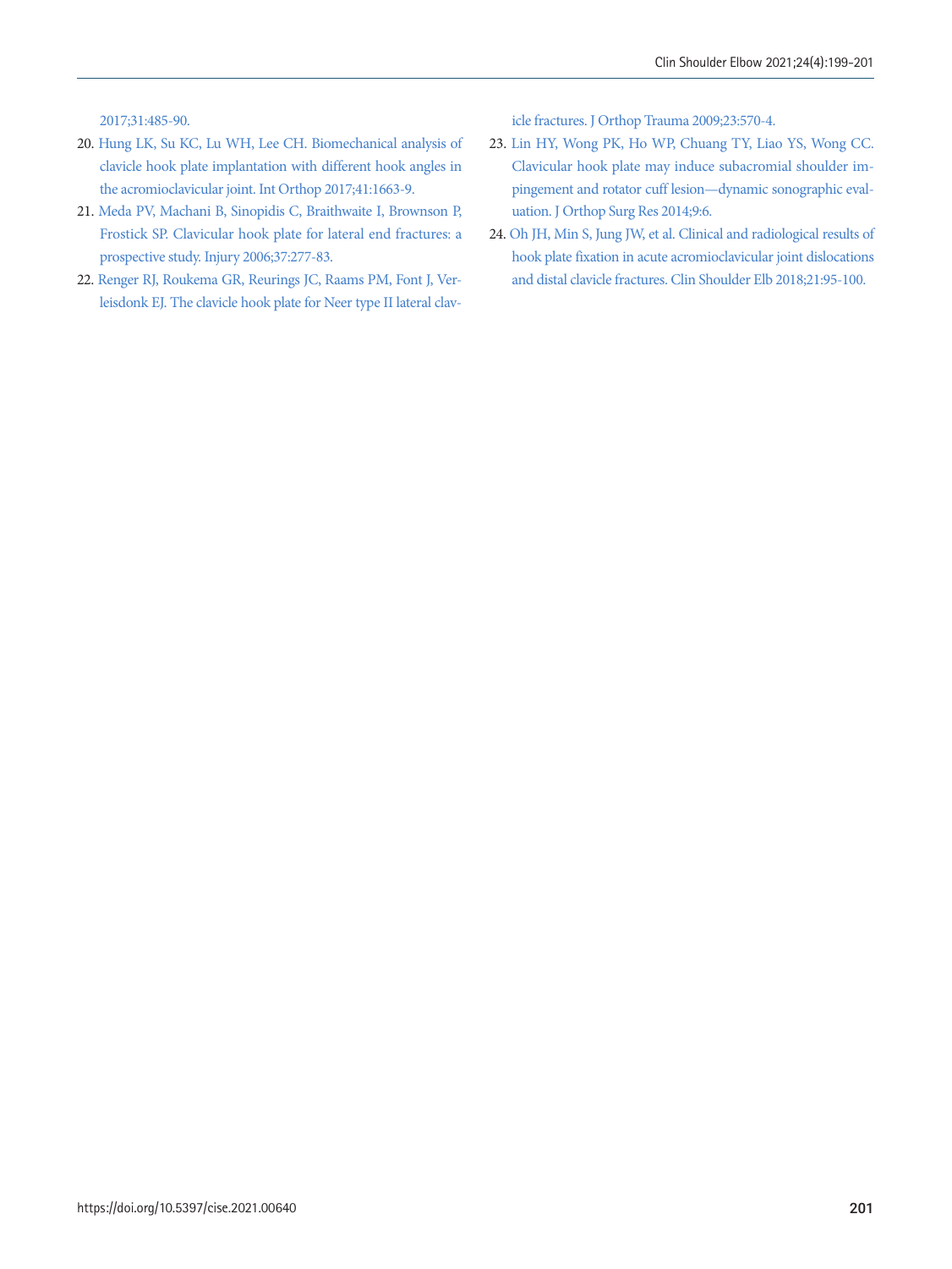2017;31:485-90.

20. Hung LK, Su KC, Lu WH, Lee CH. Biomechanical analysis of clavicle hook plate implantation with different hook angles in the acromioclavicular joint. Int Orthop 2017;41:1663-9.
21. Meda PV, Machani B, Sinopidis C, Braithwaite I, Brownson P, Frostick SP. Clavicular hook plate for lateral end fractures: a prospective study. Injury 2006;37:277-83.
22. Renger RJ, Roukema GR, Reurings JC, Raams PM, Font J, Verleisdonk EJ. The clavicle hook plate for Neer type II lateral clavicle fractures. J Orthop Trauma 2009;23:570-4.
23. Lin HY, Wong PK, Ho WP, Chuang TY, Liao YS, Wong CC. Clavicular hook plate may induce subacromial shoulder impingement and rotator cuff lesion—dynamic sonographic evaluation. J Orthop Surg Res 2014;9:6.
24. Oh JH, Min S, Jung JW, et al. Clinical and radiological results of hook plate fixation in acute acromioclavicular joint dislocations and distal clavicle fractures. Clin Shoulder Elb 2018;21:95-100.